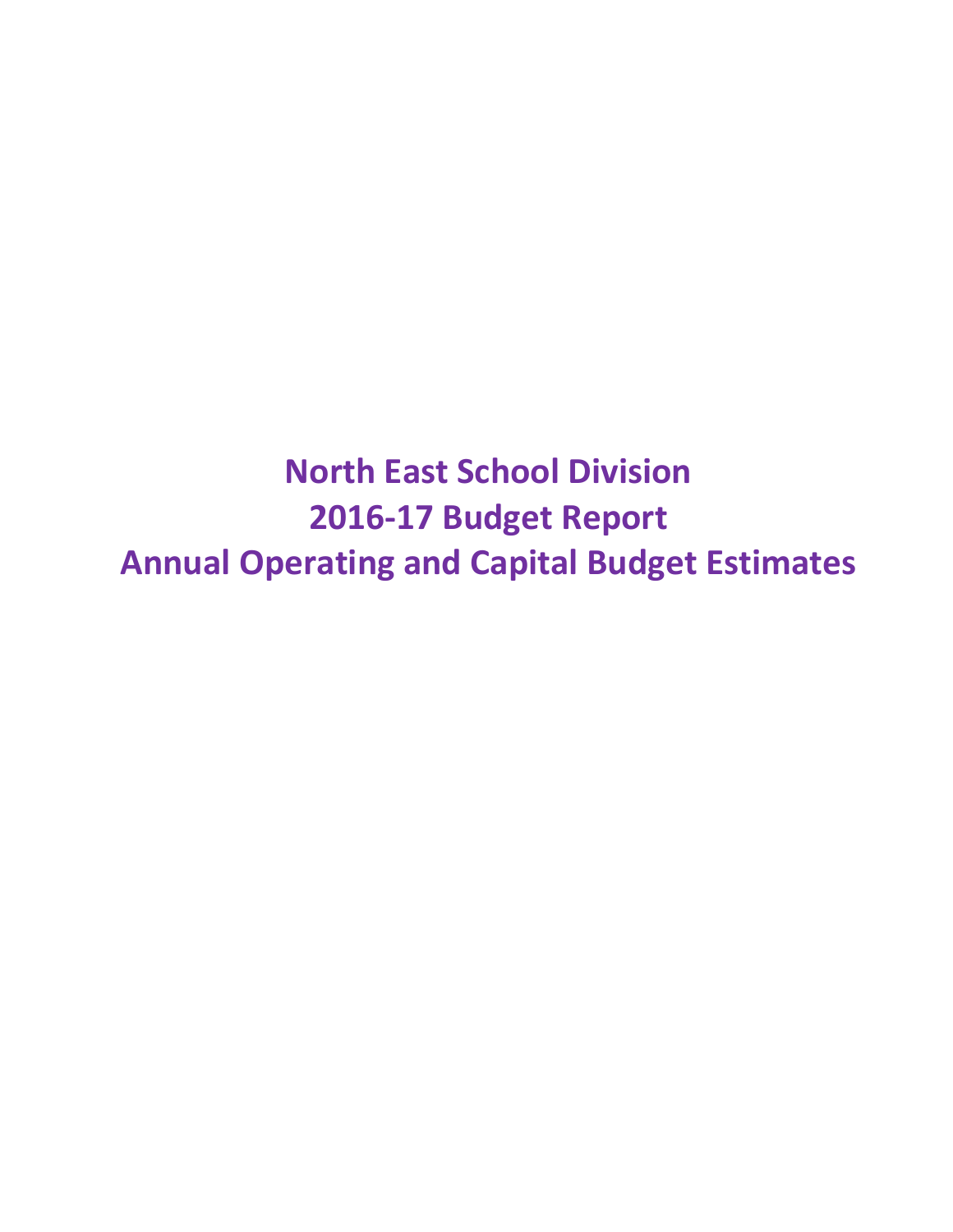# North East School Division
# 2016-17 Budget Report
# Annual Operating and Capital Budget Estimates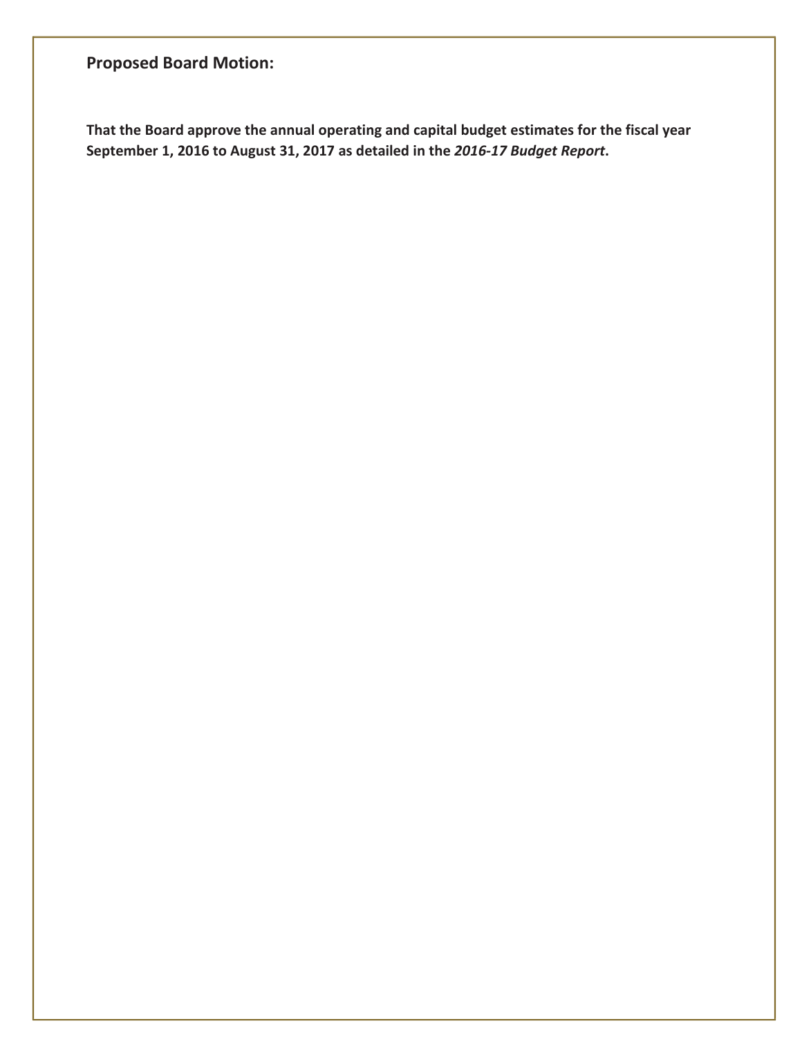## Proposed Board Motion:

**That the Board approve the annual operating and capital budget estimates for the fiscal year September 1, 2016 to August 31, 2017 as detailed in the *2016-17 Budget Report*.**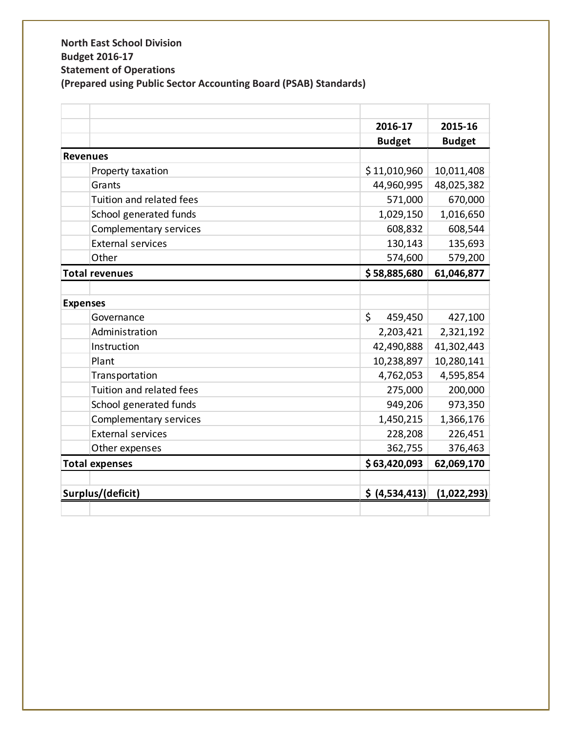**North East School Division**
**Budget 2016-17**
**Statement of Operations**
**(Prepared using Public Sector Accounting Board (PSAB) Standards)**

| | 2016-17 Budget | 2015-16 Budget |
|---|---|---|
| **Revenues** | | |
| Property taxation | $ 11,010,960 | 10,011,408 |
| Grants | 44,960,995 | 48,025,382 |
| Tuition and related fees | 571,000 | 670,000 |
| School generated funds | 1,029,150 | 1,016,650 |
| Complementary services | 608,832 | 608,544 |
| External services | 130,143 | 135,693 |
| Other | 574,600 | 579,200 |
| **Total revenues** | **$ 58,885,680** | **61,046,877** |
| | | |
| **Expenses** | | |
| Governance | $ 459,450 | 427,100 |
| Administration | 2,203,421 | 2,321,192 |
| Instruction | 42,490,888 | 41,302,443 |
| Plant | 10,238,897 | 10,280,141 |
| Transportation | 4,762,053 | 4,595,854 |
| Tuition and related fees | 275,000 | 200,000 |
| School generated funds | 949,206 | 973,350 |
| Complementary services | 1,450,215 | 1,366,176 |
| External services | 228,208 | 226,451 |
| Other expenses | 362,755 | 376,463 |
| **Total expenses** | **$ 63,420,093** | **62,069,170** |
| | | |
| **Surplus/(deficit)** | **$ (4,534,413)** | **(1,022,293)** |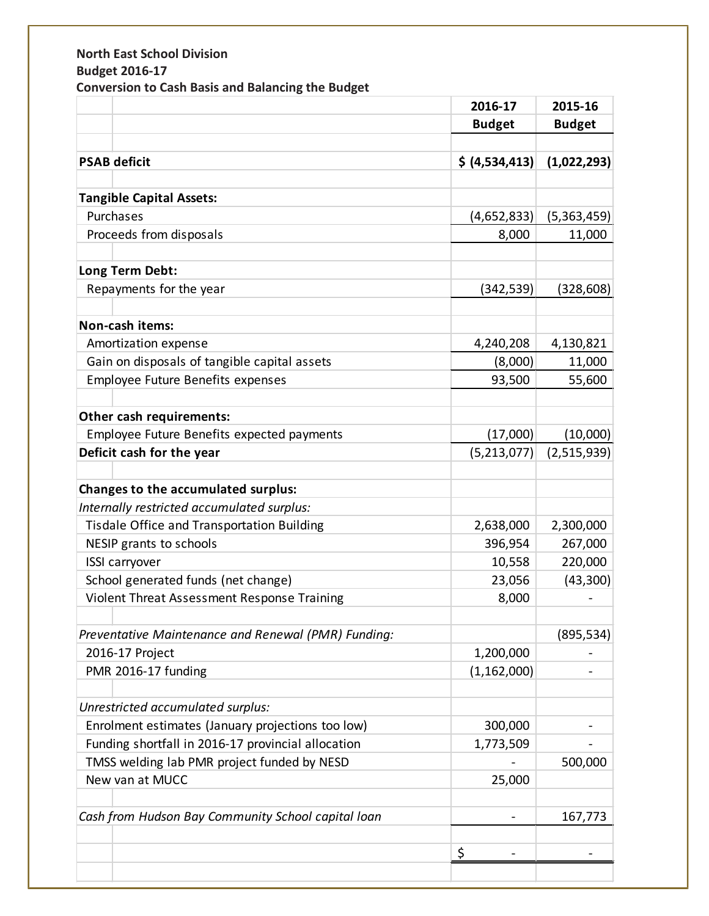**North East School Division**
**Budget 2016-17**
**Conversion to Cash Basis and Balancing the Budget**

| | 2016-17 Budget | 2015-16 Budget |
|---|---|---|
| **PSAB deficit** | **$ (4,534,413)** | **(1,022,293)** |
| | | |
| **Tangible Capital Assets:** | | |
| Purchases | (4,652,833) | (5,363,459) |
| Proceeds from disposals | 8,000 | 11,000 |
| | | |
| **Long Term Debt:** | | |
| Repayments for the year | (342,539) | (328,608) |
| | | |
| **Non-cash items:** | | |
| Amortization expense | 4,240,208 | 4,130,821 |
| Gain on disposals of tangible capital assets | (8,000) | 11,000 |
| Employee Future Benefits expenses | 93,500 | 55,600 |
| | | |
| **Other cash requirements:** | | |
| Employee Future Benefits expected payments | (17,000) | (10,000) |
| **Deficit cash for the year** | (5,213,077) | (2,515,939) |
| | | |
| **Changes to the accumulated surplus:** | | |
| *Internally restricted accumulated surplus:* | | |
| Tisdale Office and Transportation Building | 2,638,000 | 2,300,000 |
| NESIP grants to schools | 396,954 | 267,000 |
| ISSI carryover | 10,558 | 220,000 |
| School generated funds (net change) | 23,056 | (43,300) |
| Violent Threat Assessment Response Training | 8,000 | - |
| | | |
| *Preventative Maintenance and Renewal (PMR) Funding:* | | (895,534) |
| 2016-17 Project | 1,200,000 | - |
| PMR 2016-17 funding | (1,162,000) | - |
| | | |
| *Unrestricted accumulated surplus:* | | |
| Enrolment estimates (January projections too low) | 300,000 | - |
| Funding shortfall in 2016-17 provincial allocation | 1,773,509 | - |
| TMSS welding lab PMR project funded by NESD | - | 500,000 |
| New van at MUCC | 25,000 | |
| | | |
| *Cash from Hudson Bay Community School capital loan* | - | 167,773 |
| | | |
| | $ - | - |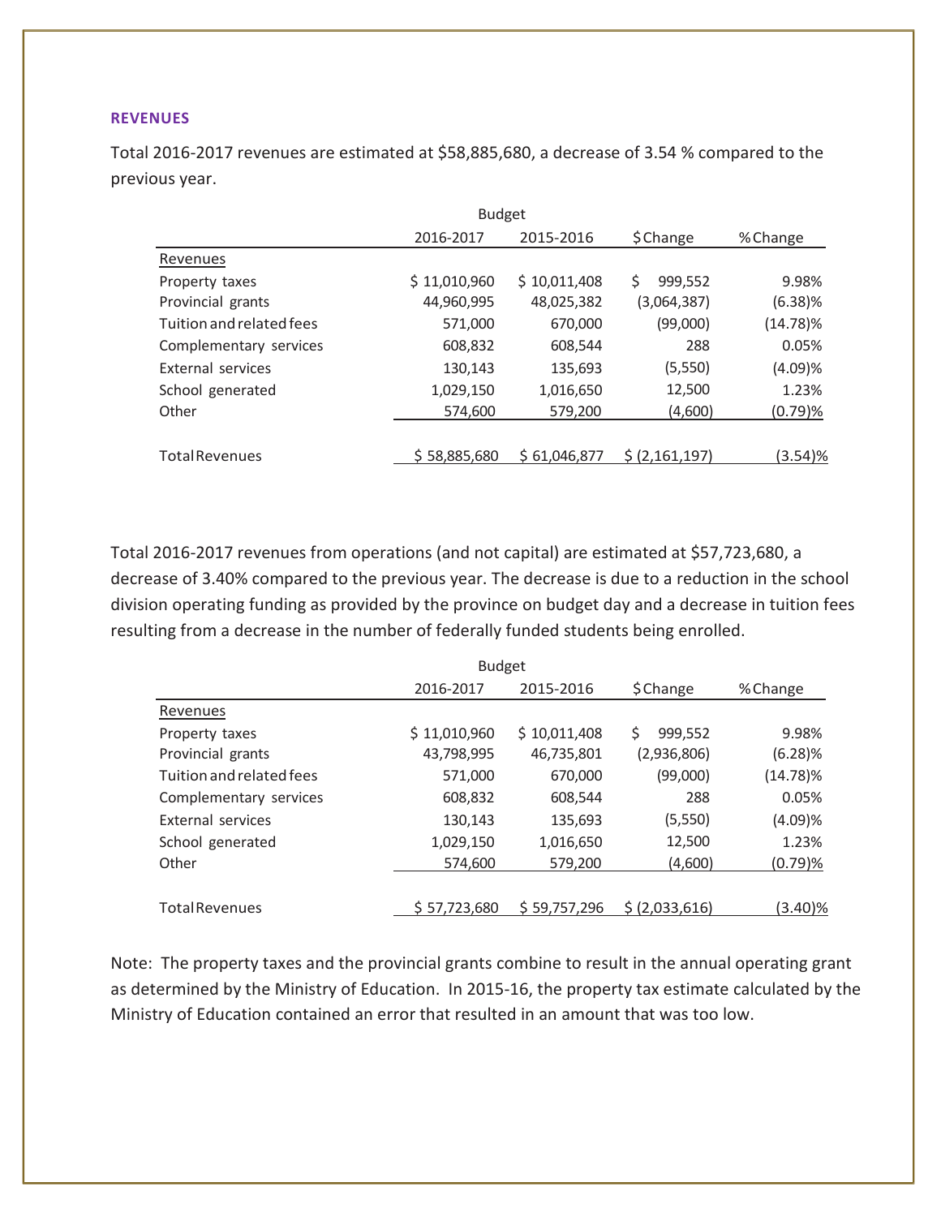### REVENUES

Total 2016-2017 revenues are estimated at $58,885,680, a decrease of 3.54 % compared to the previous year.

| | Budget | | | |
|---|---|---|---|---|
| | 2016-2017 | 2015-2016 | $ Change | % Change |
| Revenues | | | | |
| Property taxes | $ 11,010,960 | $ 10,011,408 | $ 999,552 | 9.98% |
| Provincial grants | 44,960,995 | 48,025,382 | (3,064,387) | (6.38)% |
| Tuition and related fees | 571,000 | 670,000 | (99,000) | (14.78)% |
| Complementary services | 608,832 | 608,544 | 288 | 0.05% |
| External services | 130,143 | 135,693 | (5,550) | (4.09)% |
| School generated | 1,029,150 | 1,016,650 | 12,500 | 1.23% |
| Other | 574,600 | 579,200 | (4,600) | (0.79)% |
| Total Revenues | $ 58,885,680 | $ 61,046,877 | $ (2,161,197) | (3.54)% |

Total 2016-2017 revenues from operations (and not capital) are estimated at $57,723,680, a decrease of 3.40% compared to the previous year. The decrease is due to a reduction in the school division operating funding as provided by the province on budget day and a decrease in tuition fees resulting from a decrease in the number of federally funded students being enrolled.

| | Budget | | | |
|---|---|---|---|---|
| | 2016-2017 | 2015-2016 | $ Change | % Change |
| Revenues | | | | |
| Property taxes | $ 11,010,960 | $ 10,011,408 | $ 999,552 | 9.98% |
| Provincial grants | 43,798,995 | 46,735,801 | (2,936,806) | (6.28)% |
| Tuition and related fees | 571,000 | 670,000 | (99,000) | (14.78)% |
| Complementary services | 608,832 | 608,544 | 288 | 0.05% |
| External services | 130,143 | 135,693 | (5,550) | (4.09)% |
| School generated | 1,029,150 | 1,016,650 | 12,500 | 1.23% |
| Other | 574,600 | 579,200 | (4,600) | (0.79)% |
| Total Revenues | $ 57,723,680 | $ 59,757,296 | $ (2,033,616) | (3.40)% |

Note: The property taxes and the provincial grants combine to result in the annual operating grant as determined by the Ministry of Education. In 2015-16, the property tax estimate calculated by the Ministry of Education contained an error that resulted in an amount that was too low.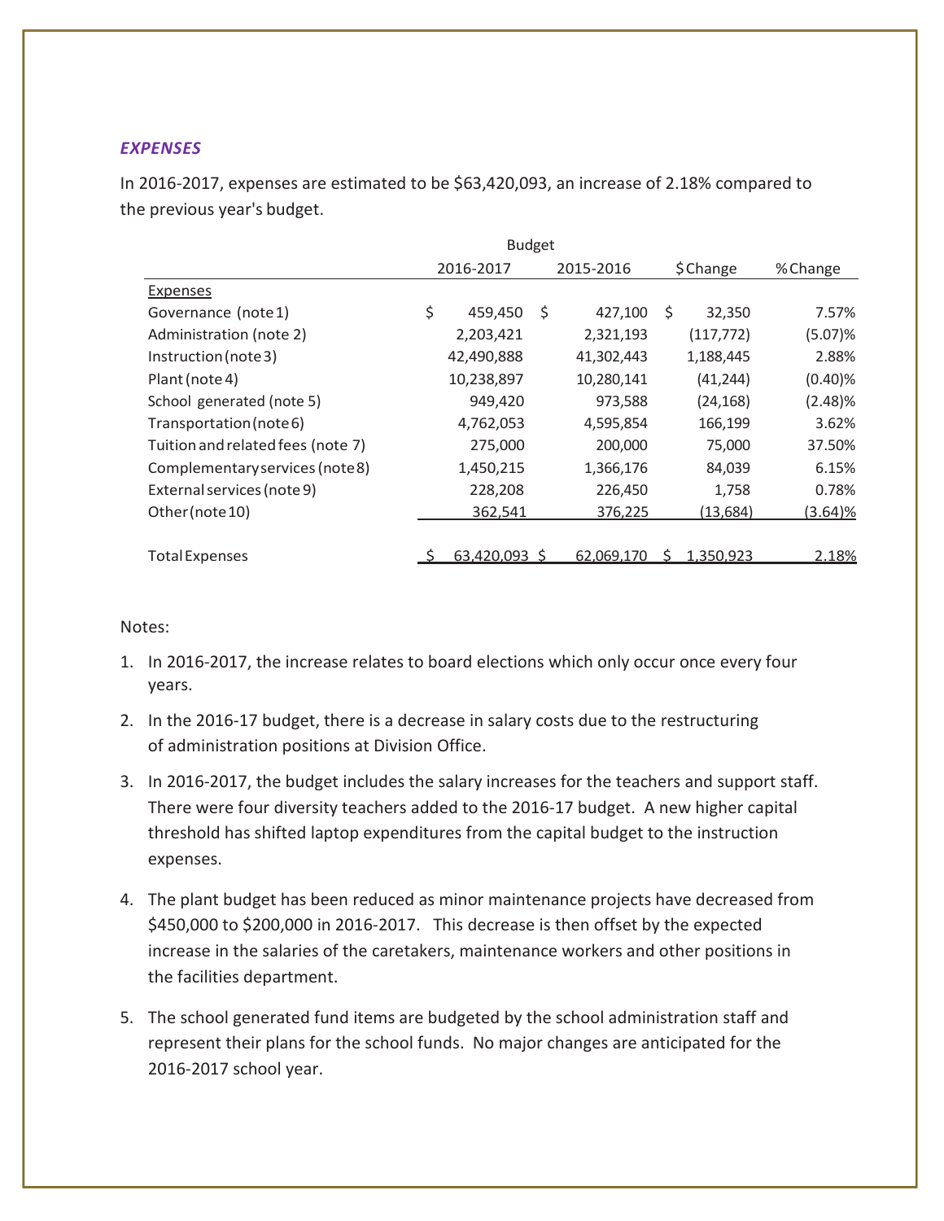### *EXPENSES*

In 2016-2017, expenses are estimated to be $63,420,093, an increase of 2.18% compared to the previous year's budget.

| | Budget | | | |
|---|---|---|---|---|
| | 2016-2017 | 2015-2016 | $ Change | % Change |
| Expenses | | | | |
| Governance (note 1) | $ 459,450 | $ 427,100 | $ 32,350 | 7.57% |
| Administration (note 2) | 2,203,421 | 2,321,193 | (117,772) | (5.07)% |
| Instruction (note 3) | 42,490,888 | 41,302,443 | 1,188,445 | 2.88% |
| Plant (note 4) | 10,238,897 | 10,280,141 | (41,244) | (0.40)% |
| School generated (note 5) | 949,420 | 973,588 | (24,168) | (2.48)% |
| Transportation (note 6) | 4,762,053 | 4,595,854 | 166,199 | 3.62% |
| Tuition and related fees (note 7) | 275,000 | 200,000 | 75,000 | 37.50% |
| Complementary services (note 8) | 1,450,215 | 1,366,176 | 84,039 | 6.15% |
| External services (note 9) | 228,208 | 226,450 | 1,758 | 0.78% |
| Other (note 10) | 362,541 | 376,225 | (13,684) | (3.64)% |
| Total Expenses | $ 63,420,093 | $ 62,069,170 | $ 1,350,923 | 2.18% |

Notes:

1. In 2016-2017, the increase relates to board elections which only occur once every four years.
2. In the 2016-17 budget, there is a decrease in salary costs due to the restructuring of administration positions at Division Office.
3. In 2016-2017, the budget includes the salary increases for the teachers and support staff. There were four diversity teachers added to the 2016-17 budget. A new higher capital threshold has shifted laptop expenditures from the capital budget to the instruction expenses.
4. The plant budget has been reduced as minor maintenance projects have decreased from $450,000 to $200,000 in 2016-2017. This decrease is then offset by the expected increase in the salaries of the caretakers, maintenance workers and other positions in the facilities department.
5. The school generated fund items are budgeted by the school administration staff and represent their plans for the school funds. No major changes are anticipated for the 2016-2017 school year.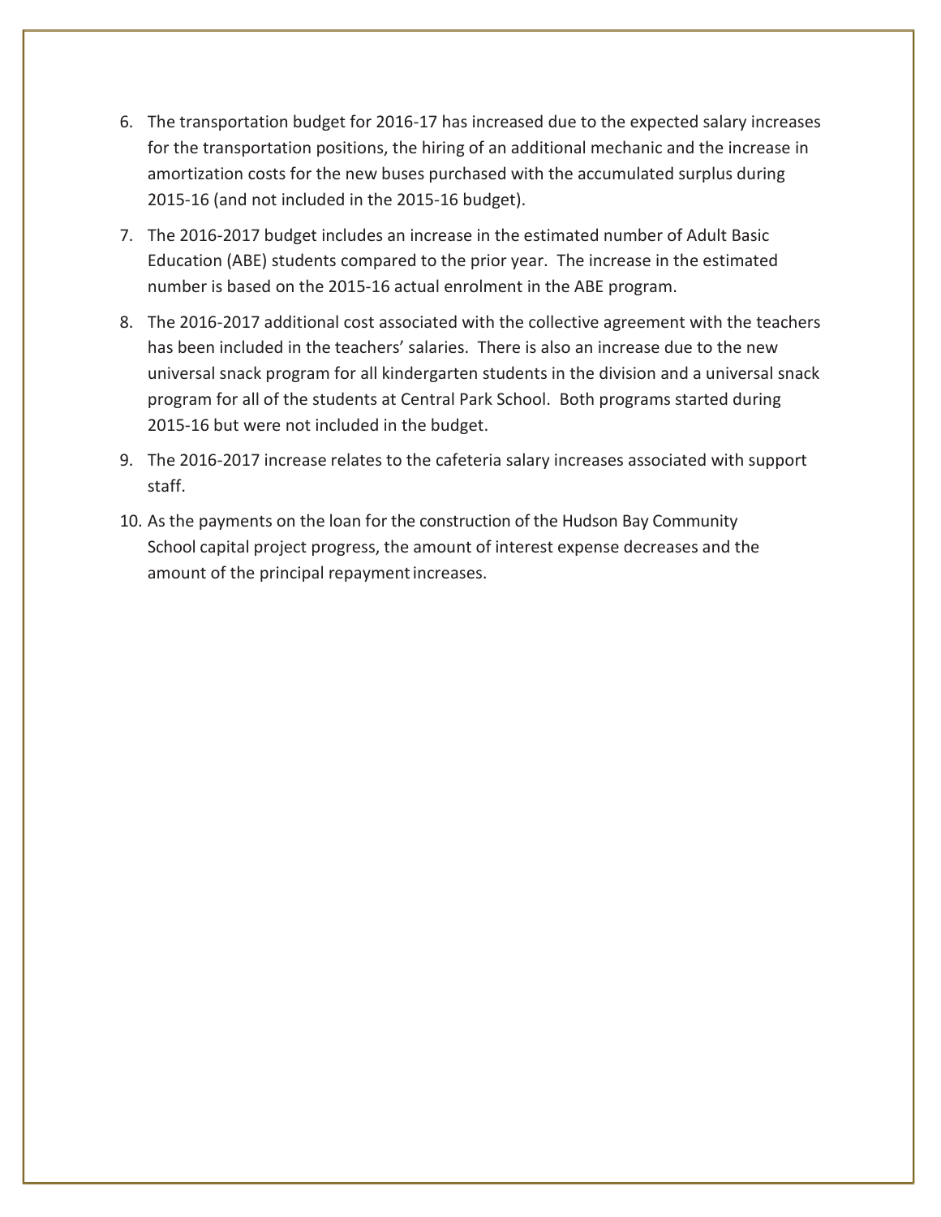6. The transportation budget for 2016-17 has increased due to the expected salary increases for the transportation positions, the hiring of an additional mechanic and the increase in amortization costs for the new buses purchased with the accumulated surplus during 2015-16 (and not included in the 2015-16 budget).
7. The 2016-2017 budget includes an increase in the estimated number of Adult Basic Education (ABE) students compared to the prior year. The increase in the estimated number is based on the 2015-16 actual enrolment in the ABE program.
8. The 2016-2017 additional cost associated with the collective agreement with the teachers has been included in the teachers' salaries. There is also an increase due to the new universal snack program for all kindergarten students in the division and a universal snack program for all of the students at Central Park School. Both programs started during 2015-16 but were not included in the budget.
9. The 2016-2017 increase relates to the cafeteria salary increases associated with support staff.
10. As the payments on the loan for the construction of the Hudson Bay Community School capital project progress, the amount of interest expense decreases and the amount of the principal repayment increases.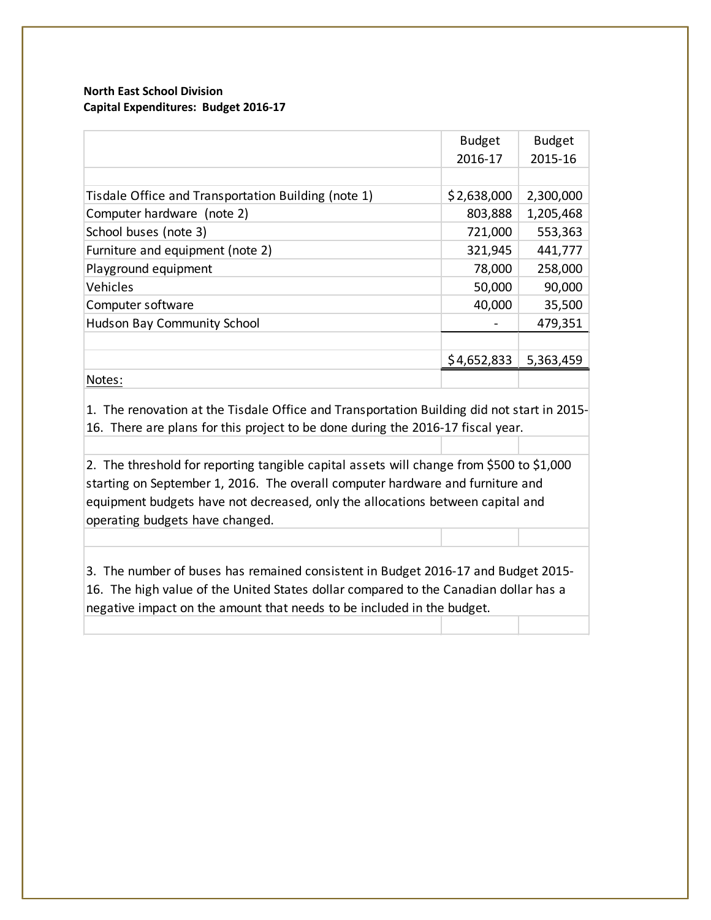**North East School Division**
**Capital Expenditures: Budget 2016-17**

| | Budget 2016-17 | Budget 2015-16 |
|---|---|---|
| Tisdale Office and Transportation Building (note 1) | $2,638,000 | 2,300,000 |
| Computer hardware (note 2) | 803,888 | 1,205,468 |
| School buses (note 3) | 721,000 | 553,363 |
| Furniture and equipment (note 2) | 321,945 | 441,777 |
| Playground equipment | 78,000 | 258,000 |
| Vehicles | 50,000 | 90,000 |
| Computer software | 40,000 | 35,500 |
| Hudson Bay Community School | - | 479,351 |
| | $4,652,833 | 5,363,459 |

Notes:

1. The renovation at the Tisdale Office and Transportation Building did not start in 2015-16. There are plans for this project to be done during the 2016-17 fiscal year.

2. The threshold for reporting tangible capital assets will change from $500 to $1,000 starting on September 1, 2016. The overall computer hardware and furniture and equipment budgets have not decreased, only the allocations between capital and operating budgets have changed.

3. The number of buses has remained consistent in Budget 2016-17 and Budget 2015-16. The high value of the United States dollar compared to the Canadian dollar has a negative impact on the amount that needs to be included in the budget.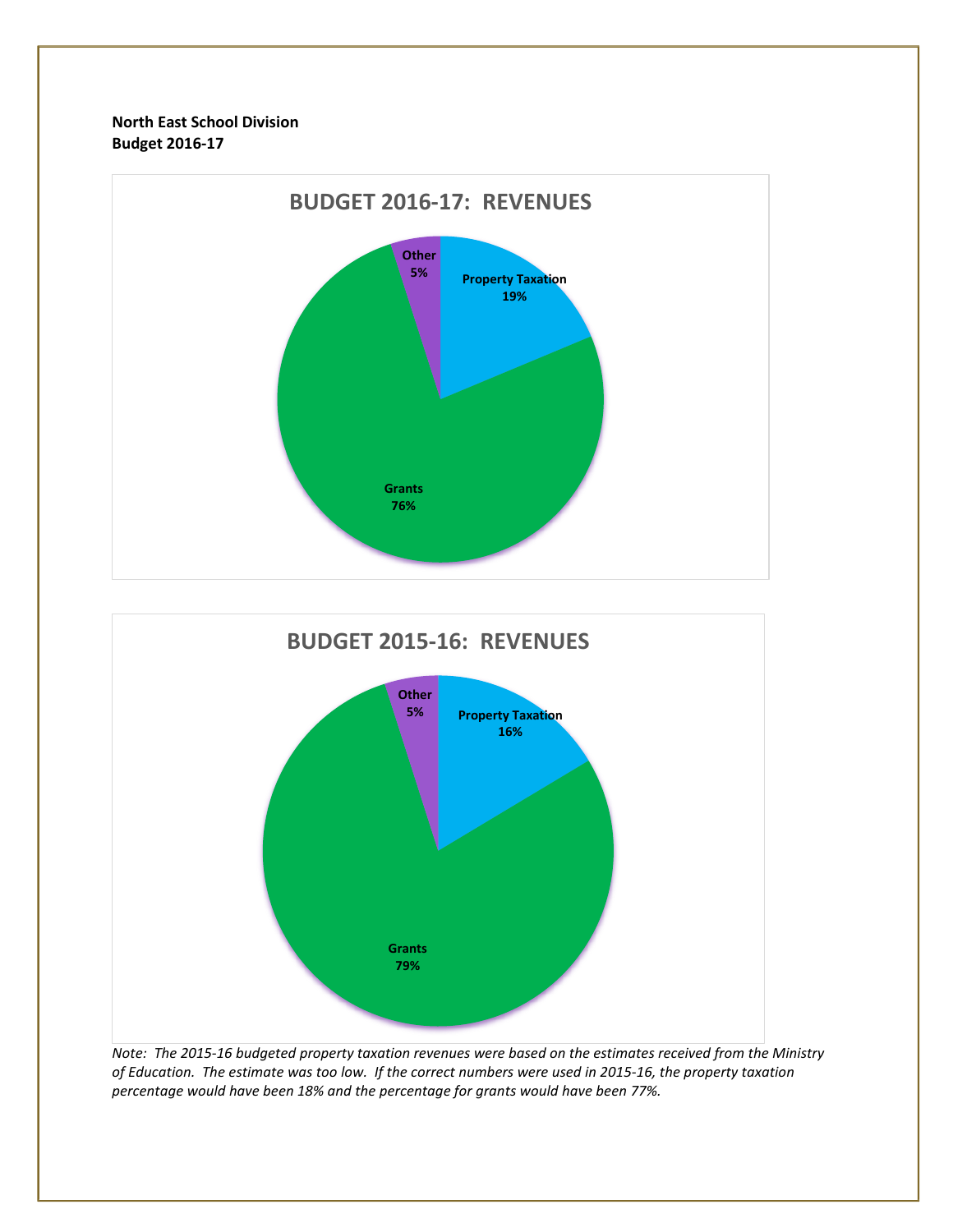**North East School Division**
**Budget 2016-17**

## BUDGET 2016-17: REVENUES

Other 5%

Property Taxation 19%

Grants 76%

## BUDGET 2015-16: REVENUES

Other 5%

Property Taxation 16%

Grants 79%

*Note: The 2015-16 budgeted property taxation revenues were based on the estimates received from the Ministry of Education. The estimate was too low. If the correct numbers were used in 2015-16, the property taxation percentage would have been 18% and the percentage for grants would have been 77%.*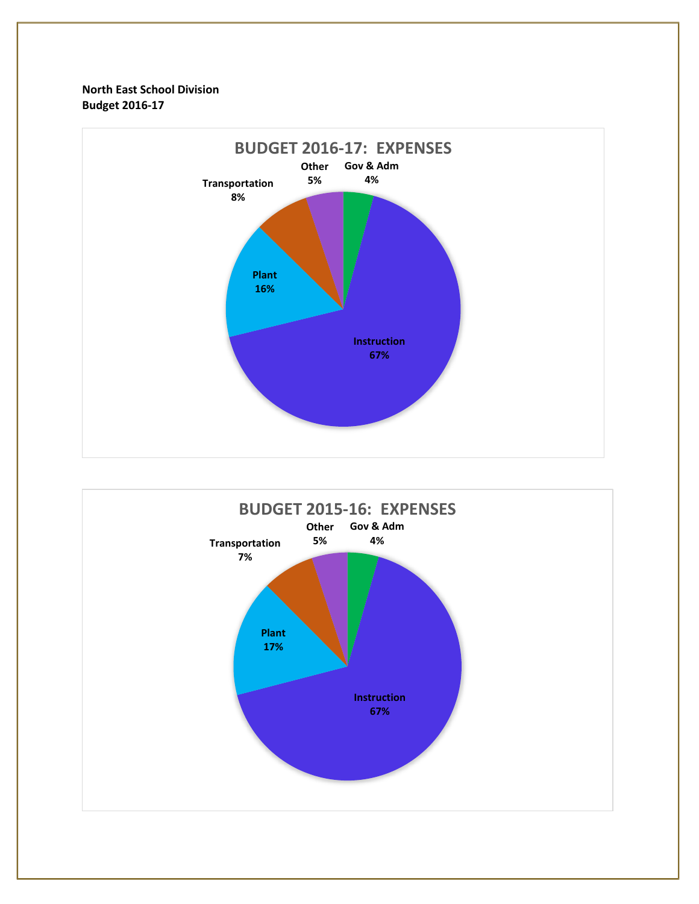**North East School Division**
**Budget 2016-17**

BUDGET 2016-17: EXPENSES

Other
5%

Gov & Adm
4%

Transportation
8%

Plant
16%

Instruction
67%

BUDGET 2015-16: EXPENSES

Other
5%

Gov & Adm
4%

Transportation
7%

Plant
17%

Instruction
67%